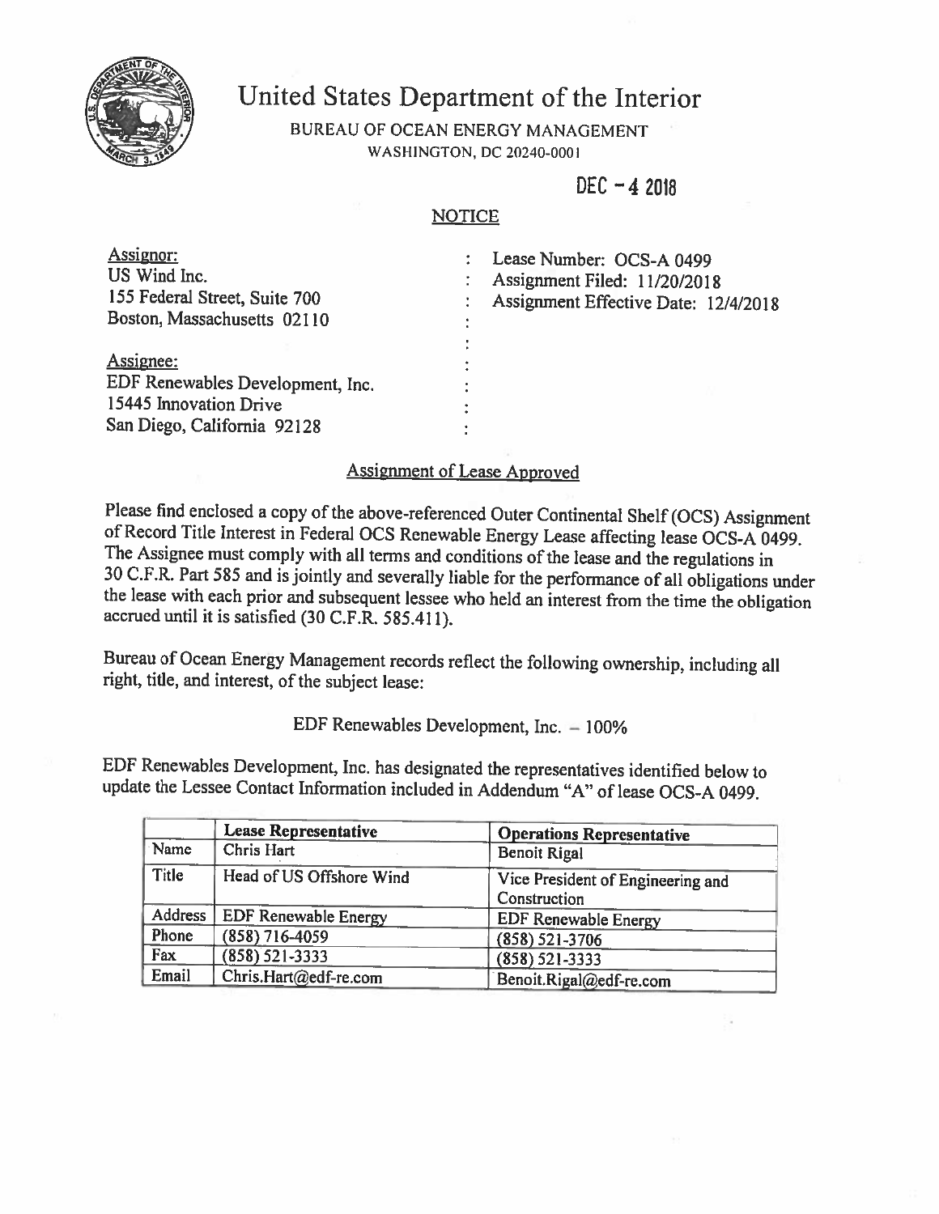# United States Department of the Interior

BUREAU OF OCEAN ENERGY MANAGEMENT
WASHINGTON, DC 20240-0001

DEC - 4 2018

NOTICE

| | | |
|---|---|---|
| Assignor:<br>US Wind Inc.<br>155 Federal Street, Suite 700<br>Boston, Massachusetts 02110 | : | Lease Number: OCS-A 0499<br>Assignment Filed: 11/20/2018<br>Assignment Effective Date: 12/4/2018 |
| Assignee:<br>EDF Renewables Development, Inc.<br>15445 Innovation Drive<br>San Diego, California 92128 | : | |

Assignment of Lease Approved

Please find enclosed a copy of the above-referenced Outer Continental Shelf (OCS) Assignment of Record Title Interest in Federal OCS Renewable Energy Lease affecting lease OCS-A 0499. The Assignee must comply with all terms and conditions of the lease and the regulations in 30 C.F.R. Part 585 and is jointly and severally liable for the performance of all obligations under the lease with each prior and subsequent lessee who held an interest from the time the obligation accrued until it is satisfied (30 C.F.R. 585.411).

Bureau of Ocean Energy Management records reflect the following ownership, including all right, title, and interest, of the subject lease:

EDF Renewables Development, Inc. – 100%

EDF Renewables Development, Inc. has designated the representatives identified below to update the Lessee Contact Information included in Addendum "A" of lease OCS-A 0499.

| | Lease Representative | Operations Representative |
|---|---|---|
| Name | Chris Hart | Benoit Rigal |
| Title | Head of US Offshore Wind | Vice President of Engineering and Construction |
| Address | EDF Renewable Energy | EDF Renewable Energy |
| Phone | (858) 716-4059 | (858) 521-3706 |
| Fax | (858) 521-3333 | (858) 521-3333 |
| Email | Chris.Hart@edf-re.com | Benoit.Rigal@edf-re.com |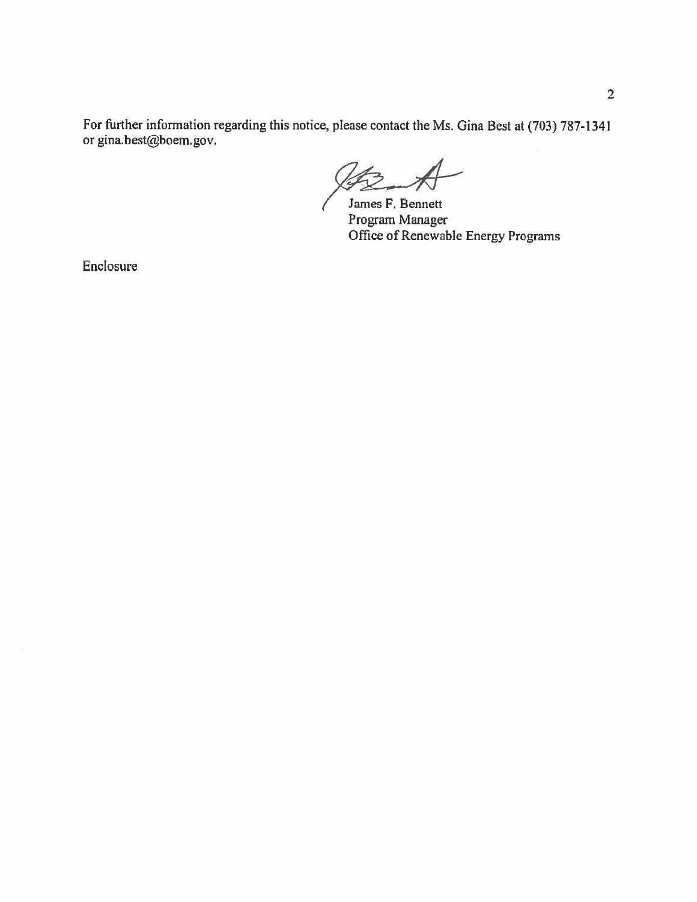For further information regarding this notice, please contact the Ms. Gina Best at (703) 787-1341 or gina.best@boem.gov.

James F. Bennett
Program Manager
Office of Renewable Energy Programs

Enclosure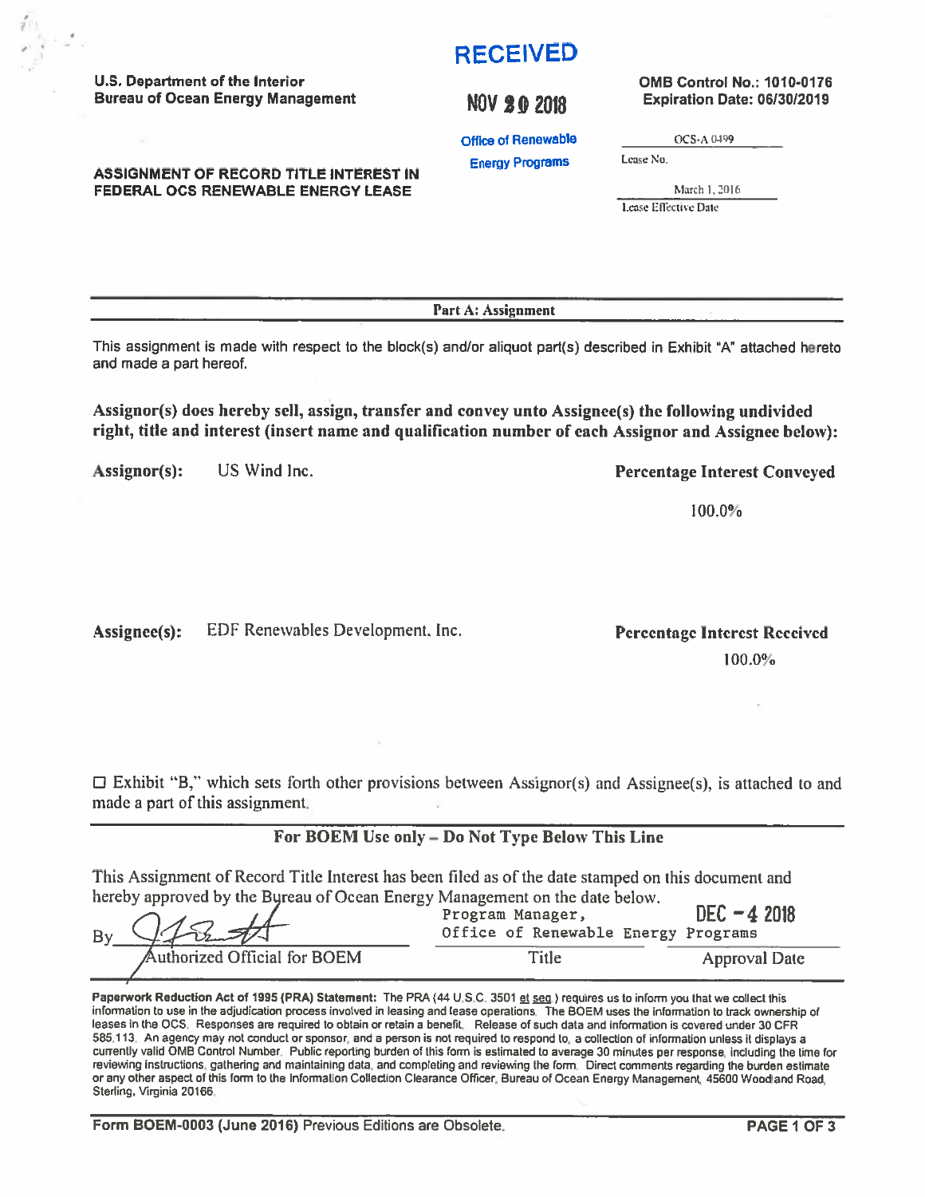U.S. Department of the Interior
Bureau of Ocean Energy Management

**RECEIVED**

**NOV 20 2018**

**Office of Renewable Energy Programs**

**OMB Control No.: 1010-0176**
**Expiration Date: 06/30/2019**

OCS-A 0499
Lease No.

March 1, 2016
Lease Effective Date

**ASSIGNMENT OF RECORD TITLE INTEREST IN FEDERAL OCS RENEWABLE ENERGY LEASE**

## Part A: Assignment

This assignment is made with respect to the block(s) and/or aliquot part(s) described in Exhibit "A" attached hereto and made a part hereof.

**Assignor(s) does hereby sell, assign, transfer and convey unto Assignee(s) the following undivided right, title and interest (insert name and qualification number of each Assignor and Assignee below):**

| | | |
|---|---|---|
| **Assignor(s):** | US Wind Inc. | **Percentage Interest Conveyed** |
| | | 100.0% |
| **Assignee(s):** | EDF Renewables Development, Inc. | **Percentage Interest Received** |
| | | 100.0% |

☐ Exhibit "B," which sets forth other provisions between Assignor(s) and Assignee(s), is attached to and made a part of this assignment.

**For BOEM Use only – Do Not Type Below This Line**

This Assignment of Record Title Interest has been filed as of the date stamped on this document and hereby approved by the Bureau of Ocean Energy Management on the date below.

| By [signature] | Program Manager, Office of Renewable Energy Programs | DEC - 4 2018 |
|---|---|---|
| Authorized Official for BOEM | Title | Approval Date |

**Paperwork Reduction Act of 1995 (PRA) Statement:** The PRA (44 U.S.C. 3501 et seq.) requires us to inform you that we collect this information to use in the adjudication process involved in leasing and lease operations. The BOEM uses the information to track ownership of leases in the OCS. Responses are required to obtain or retain a benefit. Release of such data and information is covered under 30 CFR 585.113. An agency may not conduct or sponsor, and a person is not required to respond to, a collection of information unless it displays a currently valid OMB Control Number. Public reporting burden of this form is estimated to average 30 minutes per response, including the time for reviewing instructions, gathering and maintaining data, and completing and reviewing the form. Direct comments regarding the burden estimate or any other aspect of this form to the Information Collection Clearance Officer, Bureau of Ocean Energy Management, 45600 Woodland Road, Sterling, Virginia 20166.

**Form BOEM-0003 (June 2016)** Previous Editions are Obsolete.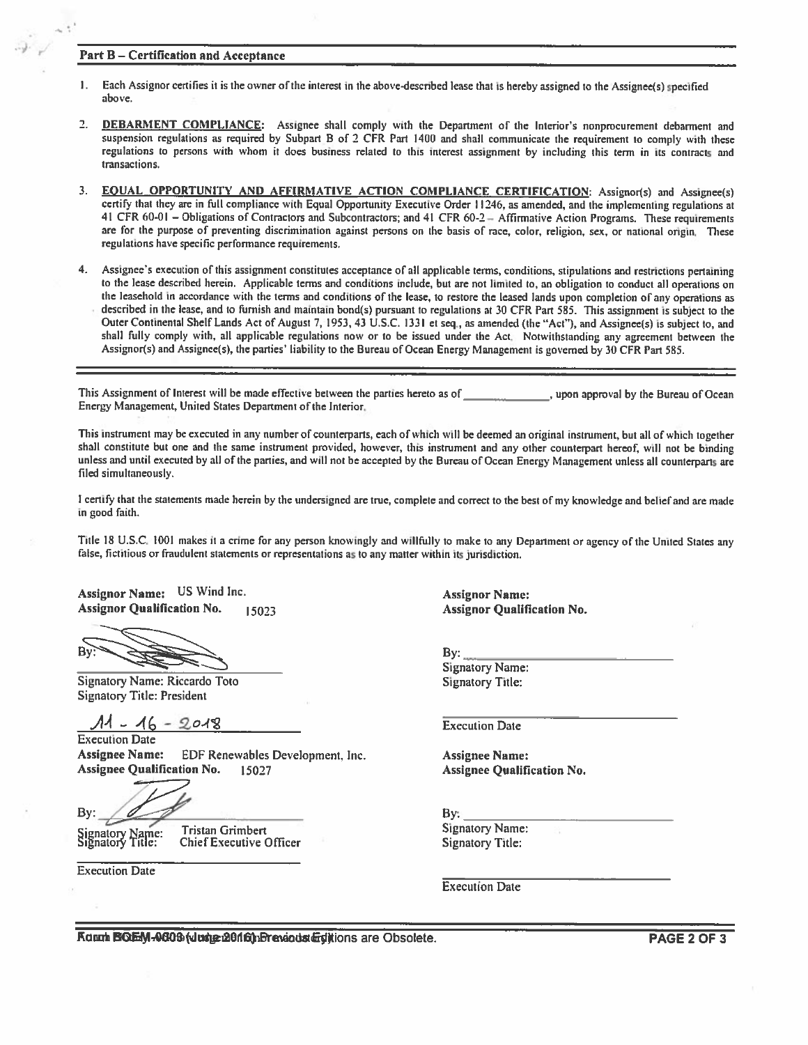## Part B – Certification and Acceptance

1. Each Assignor certifies it is the owner of the interest in the above-described lease that is hereby assigned to the Assignee(s) specified above.

2. **DEBARMENT COMPLIANCE:** Assignee shall comply with the Department of the Interior's nonprocurement debarment and suspension regulations as required by Subpart B of 2 CFR Part 1400 and shall communicate the requirement to comply with these regulations to persons with whom it does business related to this interest assignment by including this term in its contracts and transactions.

3. **EQUAL OPPORTUNITY AND AFFIRMATIVE ACTION COMPLIANCE CERTIFICATION:** Assignor(s) and Assignee(s) certify that they are in full compliance with Equal Opportunity Executive Order 11246, as amended, and the implementing regulations at 41 CFR 60-01 – Obligations of Contractors and Subcontractors; and 41 CFR 60-2 – Affirmative Action Programs. These requirements are for the purpose of preventing discrimination against persons on the basis of race, color, religion, sex, or national origin. These regulations have specific performance requirements.

4. Assignee's execution of this assignment constitutes acceptance of all applicable terms, conditions, stipulations and restrictions pertaining to the lease described herein. Applicable terms and conditions include, but are not limited to, an obligation to conduct all operations on the leasehold in accordance with the terms and conditions of the lease, to restore the leased lands upon completion of any operations as described in the lease, and to furnish and maintain bond(s) pursuant to regulations at 30 CFR Part 585. This assignment is subject to the Outer Continental Shelf Lands Act of August 7, 1953, 43 U.S.C. 1331 et seq., as amended (the "Act"), and Assignee(s) is subject to, and shall fully comply with, all applicable regulations now or to be issued under the Act. Notwithstanding any agreement between the Assignor(s) and Assignee(s), the parties' liability to the Bureau of Ocean Energy Management is governed by 30 CFR Part 585.

---

This Assignment of Interest will be made effective between the parties hereto as of \_\_\_\_\_\_\_\_\_\_\_\_, upon approval by the Bureau of Ocean Energy Management, United States Department of the Interior.

This instrument may be executed in any number of counterparts, each of which will be deemed an original instrument, but all of which together shall constitute but one and the same instrument provided, however, this instrument and any other counterpart hereof, will not be binding unless and until executed by all of the parties, and will not be accepted by the Bureau of Ocean Energy Management unless all counterparts are filed simultaneously.

I certify that the statements made herein by the undersigned are true, complete and correct to the best of my knowledge and belief and are made in good faith.

Title 18 U.S.C. 1001 makes it a crime for any person knowingly and willfully to make to any Department or agency of the United States any false, fictitious or fraudulent statements or representations as to any matter within its jurisdiction.

**Assignor Name:** US Wind Inc.
**Assignor Qualification No.** 15023

By: [signature]

Signatory Name: Riccardo Toto
Signatory Title: President

11 - 16 - 2018
Execution Date

**Assignee Name:** EDF Renewables Development, Inc.
**Assignee Qualification No.** 15027

By: [signature]

Signatory Name: Tristan Grimbert
Signatory Title: Chief Executive Officer

Execution Date

**Assignor Name:**
**Assignor Qualification No.**

By: \_\_\_\_\_\_\_\_\_\_\_\_
Signatory Name:
Signatory Title:

Execution Date

**Assignee Name:**
**Assignee Qualification No.**

By: \_\_\_\_\_\_\_\_\_\_\_\_
Signatory Name:
Signatory Title:

Execution Date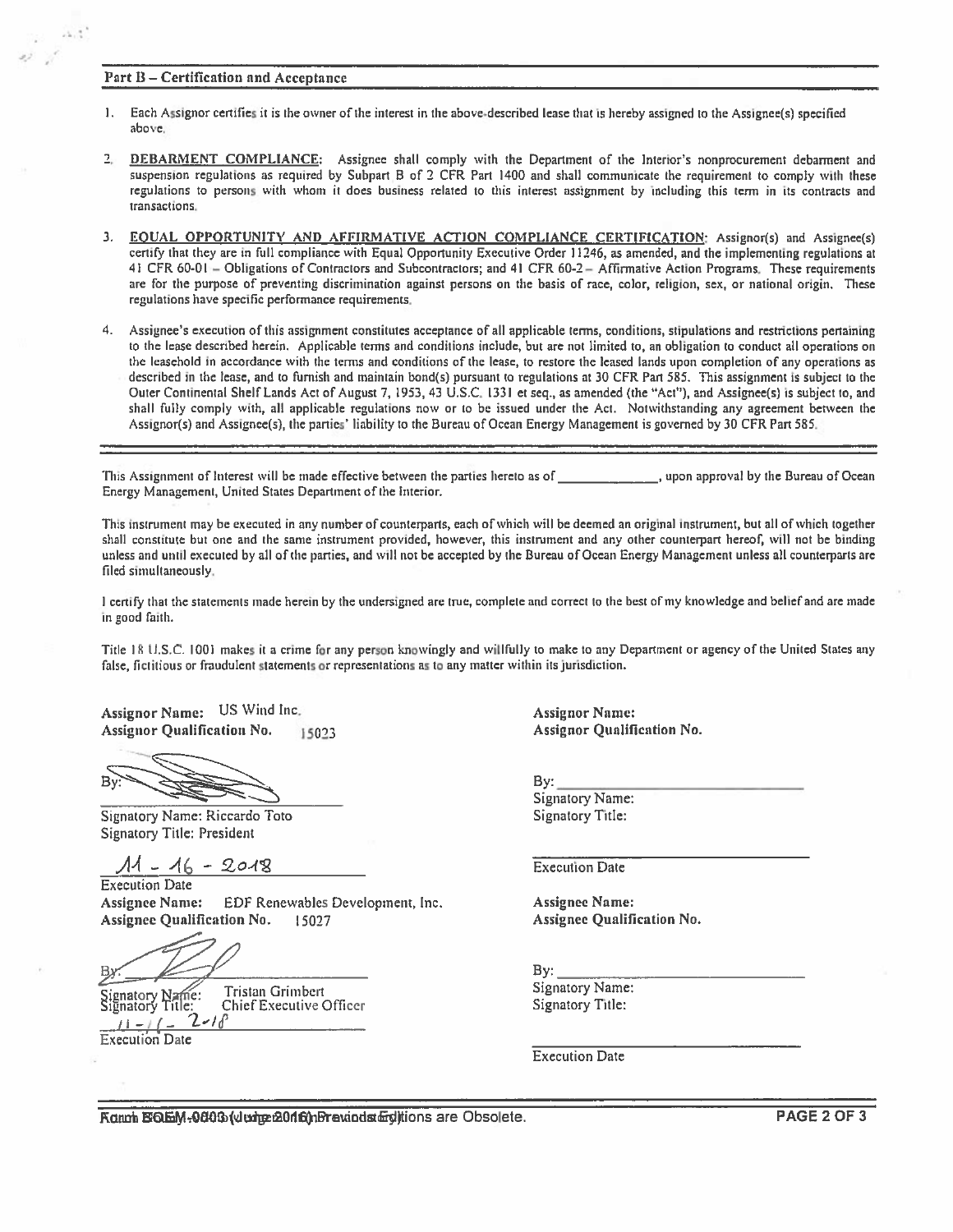## Part B – Certification and Acceptance

1. Each Assignor certifies it is the owner of the interest in the above-described lease that is hereby assigned to the Assignee(s) specified above.

2. **DEBARMENT COMPLIANCE:** Assignee shall comply with the Department of the Interior's nonprocurement debarment and suspension regulations as required by Subpart B of 2 CFR Part 1400 and shall communicate the requirement to comply with these regulations to persons with whom it does business related to this interest assignment by including this term in its contracts and transactions.

3. **EQUAL OPPORTUNITY AND AFFIRMATIVE ACTION COMPLIANCE CERTIFICATION:** Assignor(s) and Assignee(s) certify that they are in full compliance with Equal Opportunity Executive Order 11246, as amended, and the implementing regulations at 41 CFR 60-01 – Obligations of Contractors and Subcontractors; and 41 CFR 60-2 – Affirmative Action Programs. These requirements are for the purpose of preventing discrimination against persons on the basis of race, color, religion, sex, or national origin. These regulations have specific performance requirements.

4. Assignee's execution of this assignment constitutes acceptance of all applicable terms, conditions, stipulations and restrictions pertaining to the lease described herein. Applicable terms and conditions include, but are not limited to, an obligation to conduct all operations on the leasehold in accordance with the terms and conditions of the lease, to restore the leased lands upon completion of any operations as described in the lease, and to furnish and maintain bond(s) pursuant to regulations at 30 CFR Part 585. This assignment is subject to the Outer Continental Shelf Lands Act of August 7, 1953, 43 U.S.C. 1331 et seq., as amended (the "Act"), and Assignee(s) is subject to, and shall fully comply with, all applicable regulations now or to be issued under the Act. Notwithstanding any agreement between the Assignor(s) and Assignee(s), the parties' liability to the Bureau of Ocean Energy Management is governed by 30 CFR Part 585.

---

This Assignment of Interest will be made effective between the parties hereto as of ______________, upon approval by the Bureau of Ocean Energy Management, United States Department of the Interior.

This instrument may be executed in any number of counterparts, each of which will be deemed an original instrument, but all of which together shall constitute but one and the same instrument provided, however, this instrument and any other counterpart hereof, will not be binding unless and until executed by all of the parties, and will not be accepted by the Bureau of Ocean Energy Management unless all counterparts are filed simultaneously.

I certify that the statements made herein by the undersigned are true, complete and correct to the best of my knowledge and belief and are made in good faith.

Title 18 U.S.C. 1001 makes it a crime for any person knowingly and willfully to make to any Department or agency of the United States any false, fictitious or fraudulent statements or representations as to any matter within its jurisdiction.

**Assignor Name:** US Wind Inc.
**Assignor Qualification No.** 15023

By: [signature]

Signatory Name: Riccardo Toto
Signatory Title: President

11 - 16 - 2018
Execution Date

**Assignee Name:** EDF Renewables Development, Inc.
**Assignee Qualification No.** 15027

By: [signature]

Signatory Name: Tristan Grimbert
Signatory Title: Chief Executive Officer

11-16-2018
Execution Date

**Assignor Name:**
**Assignor Qualification No.**

By: ______________________
Signatory Name:
Signatory Title:

______________________
Execution Date

**Assignee Name:**
**Assignee Qualification No.**

By: ______________________
Signatory Name:
Signatory Title:

______________________
Execution Date

Form BOEM-0003 (June 2016) Previous Editions are Obsolete.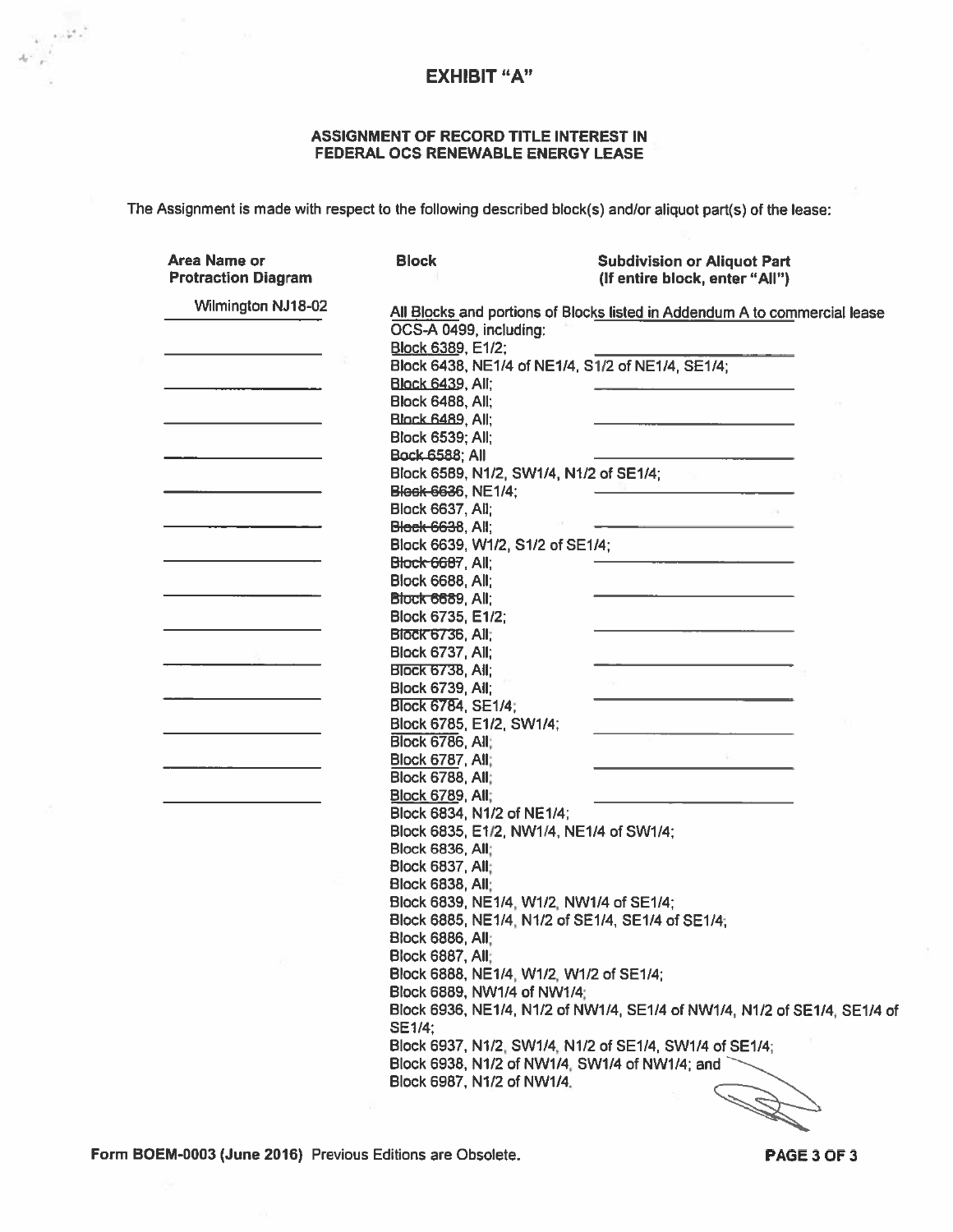# EXHIBIT "A"

**ASSIGNMENT OF RECORD TITLE INTEREST IN FEDERAL OCS RENEWABLE ENERGY LEASE**

The Assignment is made with respect to the following described block(s) and/or aliquot part(s) of the lease:

| Area Name or Protraction Diagram | Block | Subdivision or Aliquot Part (If entire block, enter "All") |
|---|---|---|
| Wilmington NJ18-02 | All Blocks and portions of Blocks listed in Addendum A to commercial lease OCS-A 0499, including: | |

Block 6389, E1/2;
Block 6438, NE1/4 of NE1/4, S1/2 of NE1/4, SE1/4;
Block 6439, All;
Block 6488, All;
Block 6489, All;
Block 6539; All;
Bock 6588; All
Block 6589, N1/2, SW1/4, N1/2 of SE1/4;
Block 6636, NE1/4;
Block 6637, All;
Block 6638, All;
Block 6639, W1/2, S1/2 of SE1/4;
Block 6687, All;
Block 6688, All;
Block 6689, All;
Block 6735, E1/2;
Block 6736, All;
Block 6737, All;
Block 6738, All;
Block 6739, All;
Block 6784, SE1/4;
Block 6785, E1/2, SW1/4;
Block 6786, All;
Block 6787, All;
Block 6788, All;
Block 6789, All;
Block 6834, N1/2 of NE1/4;
Block 6835, E1/2, NW1/4, NE1/4 of SW1/4;
Block 6836, All;
Block 6837, All;
Block 6838, All;
Block 6839, NE1/4, W1/2, NW1/4 of SE1/4;
Block 6885, NE1/4, N1/2 of SE1/4, SE1/4 of SE1/4;
Block 6886, All;
Block 6887, All;
Block 6888, NE1/4, W1/2, W1/2 of SE1/4;
Block 6889, NW1/4 of NW1/4;
Block 6936, NE1/4, N1/2 of NW1/4, SE1/4 of NW1/4, N1/2 of SE1/4, SE1/4 of SE1/4;
Block 6937, N1/2, SW1/4, N1/2 of SE1/4, SW1/4 of SE1/4;
Block 6938, N1/2 of NW1/4, SW1/4 of NW1/4; and
Block 6987, N1/2 of NW1/4.

Form BOEM-0003 (June 2016) Previous Editions are Obsolete.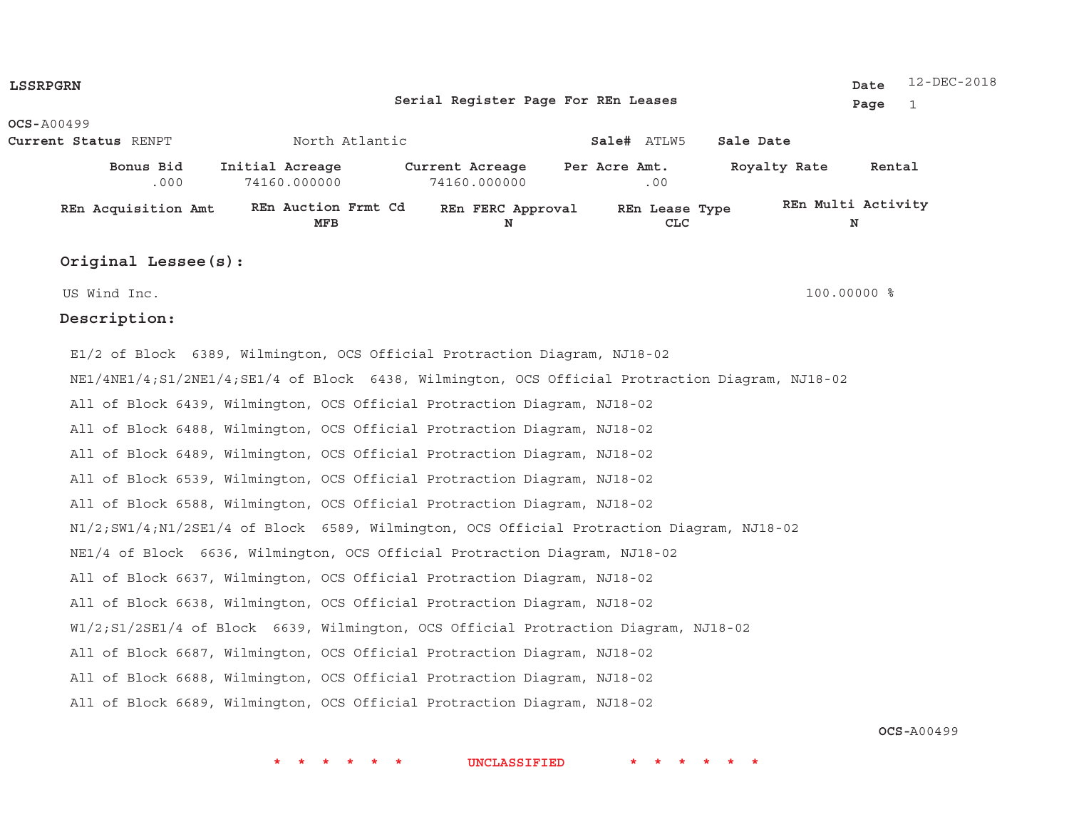LSSRPGRN

**Serial Register Page For REn Leases**

Date 12-DEC-2018

OCS-A00499

| Current Status | RENPT | North Atlantic | Sale# | ATLW5 | Sale Date |
|---|---|---|---|---|---|

| Bonus Bid | Initial Acreage | Current Acreage | Per Acre Amt. | Royalty Rate | Rental |
|---|---|---|---|---|---|
| .000 | 74160.000000 | 74160.000000 | .00 | | |

| REn Acquisition Amt | REn Auction Frmt Cd | REn FERC Approval | REn Lease Type | REn Multi Activity |
|---|---|---|---|---|
| | MFB | N | CLC | N |

**Original Lessee(s):**

US Wind Inc. 100.00000 %

**Description:**

E1/2 of Block 6389, Wilmington, OCS Official Protraction Diagram, NJ18-02

NE1/4NE1/4;S1/2NE1/4;SE1/4 of Block 6438, Wilmington, OCS Official Protraction Diagram, NJ18-02

All of Block 6439, Wilmington, OCS Official Protraction Diagram, NJ18-02

All of Block 6488, Wilmington, OCS Official Protraction Diagram, NJ18-02

All of Block 6489, Wilmington, OCS Official Protraction Diagram, NJ18-02

All of Block 6539, Wilmington, OCS Official Protraction Diagram, NJ18-02

All of Block 6588, Wilmington, OCS Official Protraction Diagram, NJ18-02

N1/2;SW1/4;N1/2SE1/4 of Block 6589, Wilmington, OCS Official Protraction Diagram, NJ18-02

NE1/4 of Block 6636, Wilmington, OCS Official Protraction Diagram, NJ18-02

All of Block 6637, Wilmington, OCS Official Protraction Diagram, NJ18-02

All of Block 6638, Wilmington, OCS Official Protraction Diagram, NJ18-02

W1/2;S1/2SE1/4 of Block 6639, Wilmington, OCS Official Protraction Diagram, NJ18-02

All of Block 6687, Wilmington, OCS Official Protraction Diagram, NJ18-02

All of Block 6688, Wilmington, OCS Official Protraction Diagram, NJ18-02

All of Block 6689, Wilmington, OCS Official Protraction Diagram, NJ18-02

OCS-A00499

* * * * * * UNCLASSIFIED * * * * * *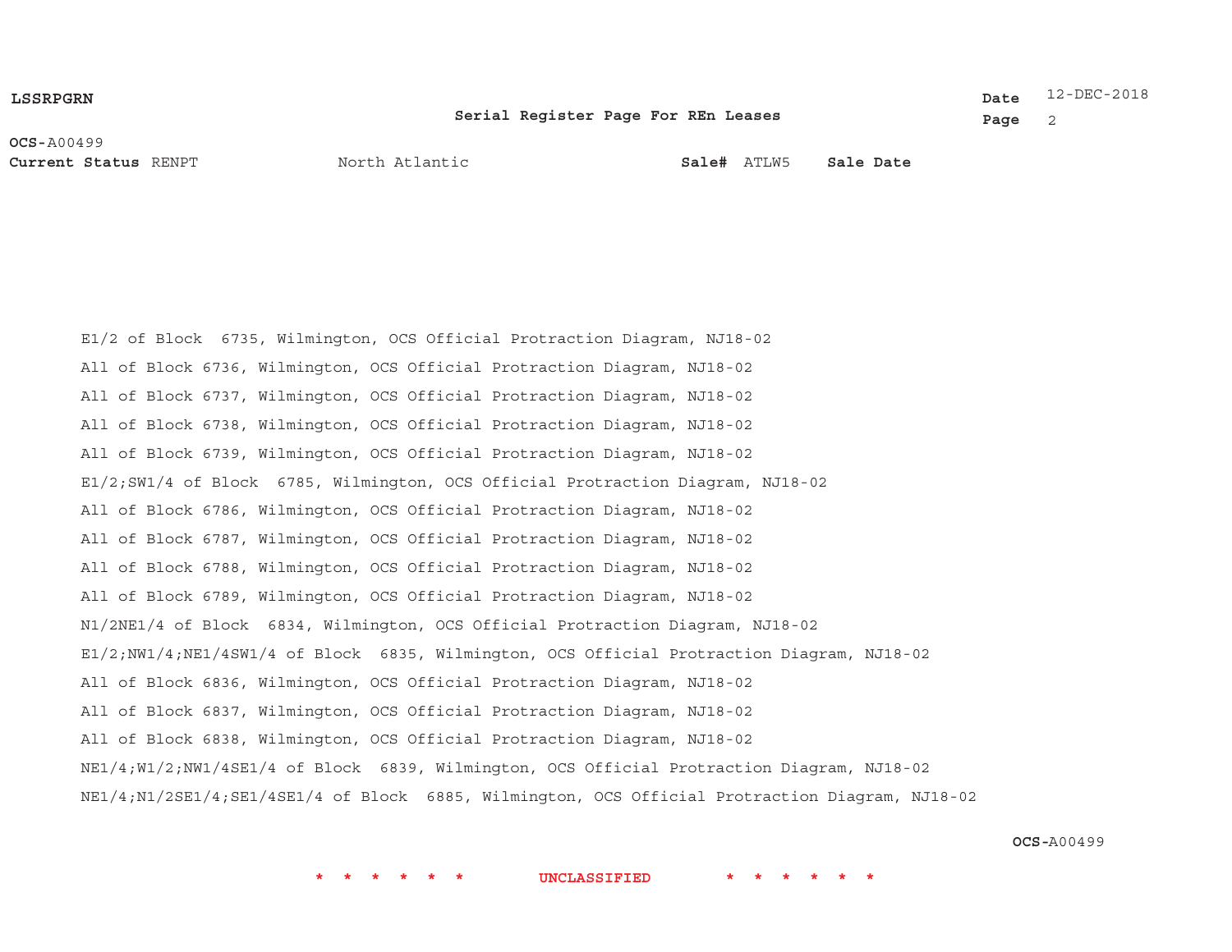**LSSRPGRN**

**Serial Register Page For REn Leases**

**Date** 12-DEC-2018

**OCS-**A00499

**Current Status** RENPT North Atlantic **Sale#** ATLW5 **Sale Date**

E1/2 of Block 6735, Wilmington, OCS Official Protraction Diagram, NJ18-02

All of Block 6736, Wilmington, OCS Official Protraction Diagram, NJ18-02

All of Block 6737, Wilmington, OCS Official Protraction Diagram, NJ18-02

All of Block 6738, Wilmington, OCS Official Protraction Diagram, NJ18-02

All of Block 6739, Wilmington, OCS Official Protraction Diagram, NJ18-02

E1/2;SW1/4 of Block 6785, Wilmington, OCS Official Protraction Diagram, NJ18-02

All of Block 6786, Wilmington, OCS Official Protraction Diagram, NJ18-02

All of Block 6787, Wilmington, OCS Official Protraction Diagram, NJ18-02

All of Block 6788, Wilmington, OCS Official Protraction Diagram, NJ18-02

All of Block 6789, Wilmington, OCS Official Protraction Diagram, NJ18-02

N1/2NE1/4 of Block 6834, Wilmington, OCS Official Protraction Diagram, NJ18-02

E1/2;NW1/4;NE1/4SW1/4 of Block 6835, Wilmington, OCS Official Protraction Diagram, NJ18-02

All of Block 6836, Wilmington, OCS Official Protraction Diagram, NJ18-02

All of Block 6837, Wilmington, OCS Official Protraction Diagram, NJ18-02

All of Block 6838, Wilmington, OCS Official Protraction Diagram, NJ18-02

NE1/4;W1/2;NW1/4SE1/4 of Block 6839, Wilmington, OCS Official Protraction Diagram, NJ18-02

NE1/4;N1/2SE1/4;SE1/4SE1/4 of Block 6885, Wilmington, OCS Official Protraction Diagram, NJ18-02

**OCS-**A00499

\* \* \* \* \* \* UNCLASSIFIED \* \* \* \* \* \*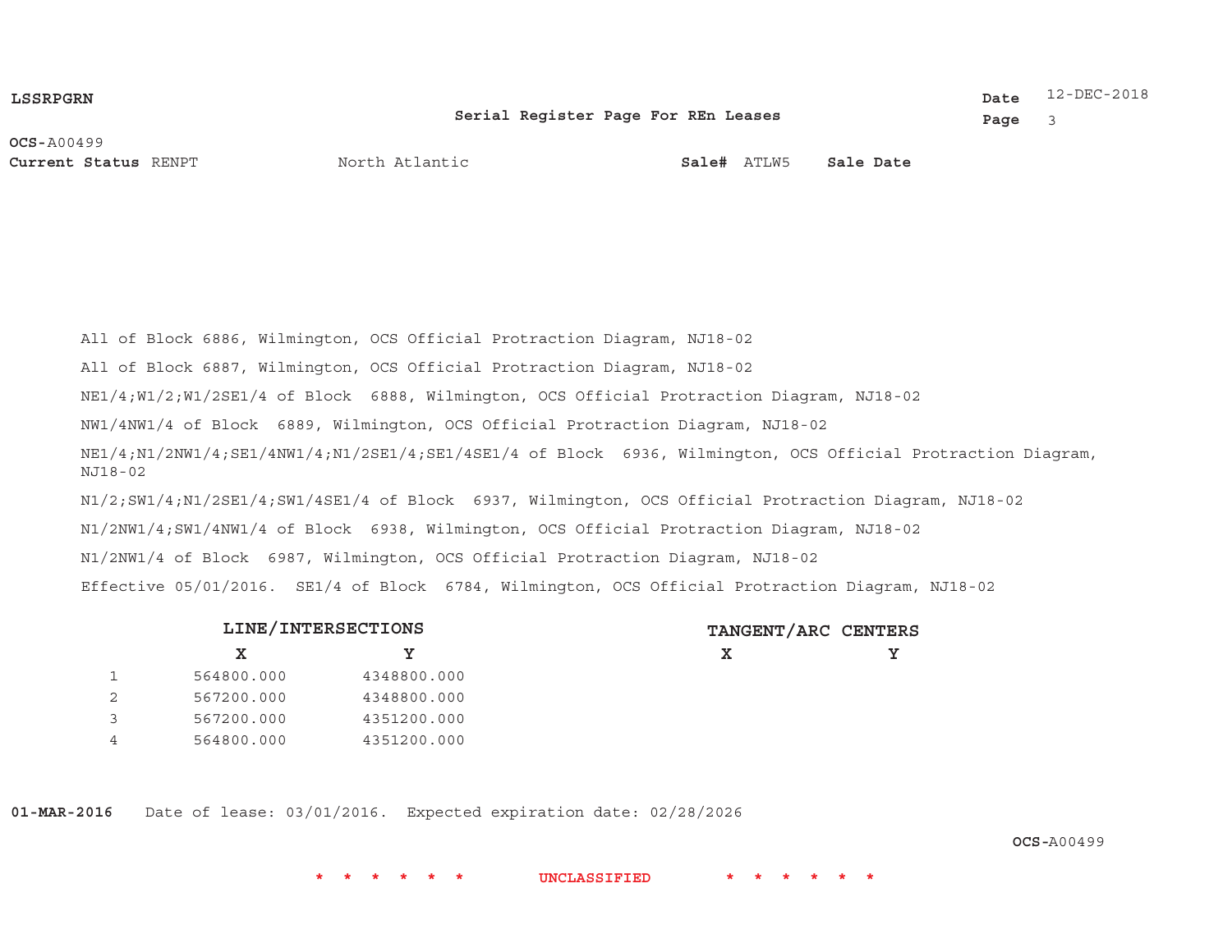**LSSRPGRN**

**Serial Register Page For REn Leases**

**Date** 12-DEC-2018

**OCS-**A00499

**Current Status** RENPT    North Atlantic    **Sale#** ATLW5    **Sale Date**

All of Block 6886, Wilmington, OCS Official Protraction Diagram, NJ18-02

All of Block 6887, Wilmington, OCS Official Protraction Diagram, NJ18-02

NE1/4;W1/2;W1/2SE1/4 of Block 6888, Wilmington, OCS Official Protraction Diagram, NJ18-02

NW1/4NW1/4 of Block 6889, Wilmington, OCS Official Protraction Diagram, NJ18-02

NE1/4;N1/2NW1/4;SE1/4NW1/4;N1/2SE1/4;SE1/4SE1/4 of Block 6936, Wilmington, OCS Official Protraction Diagram, NJ18-02

N1/2;SW1/4;N1/2SE1/4;SW1/4SE1/4 of Block 6937, Wilmington, OCS Official Protraction Diagram, NJ18-02

N1/2NW1/4;SW1/4NW1/4 of Block 6938, Wilmington, OCS Official Protraction Diagram, NJ18-02

N1/2NW1/4 of Block 6987, Wilmington, OCS Official Protraction Diagram, NJ18-02

Effective 05/01/2016. SE1/4 of Block 6784, Wilmington, OCS Official Protraction Diagram, NJ18-02

| | LINE/INTERSECTIONS | | TANGENT/ARC CENTERS | |
|---|---|---|---|---|
| | X | Y | X | Y |
| 1 | 564800.000 | 4348800.000 | | |
| 2 | 567200.000 | 4348800.000 | | |
| 3 | 567200.000 | 4351200.000 | | |
| 4 | 564800.000 | 4351200.000 | | |

**01-MAR-2016** Date of lease: 03/01/2016. Expected expiration date: 02/28/2026

**OCS-**A00499

\* \* \* \* \* \* UNCLASSIFIED \* \* \* \* \* \*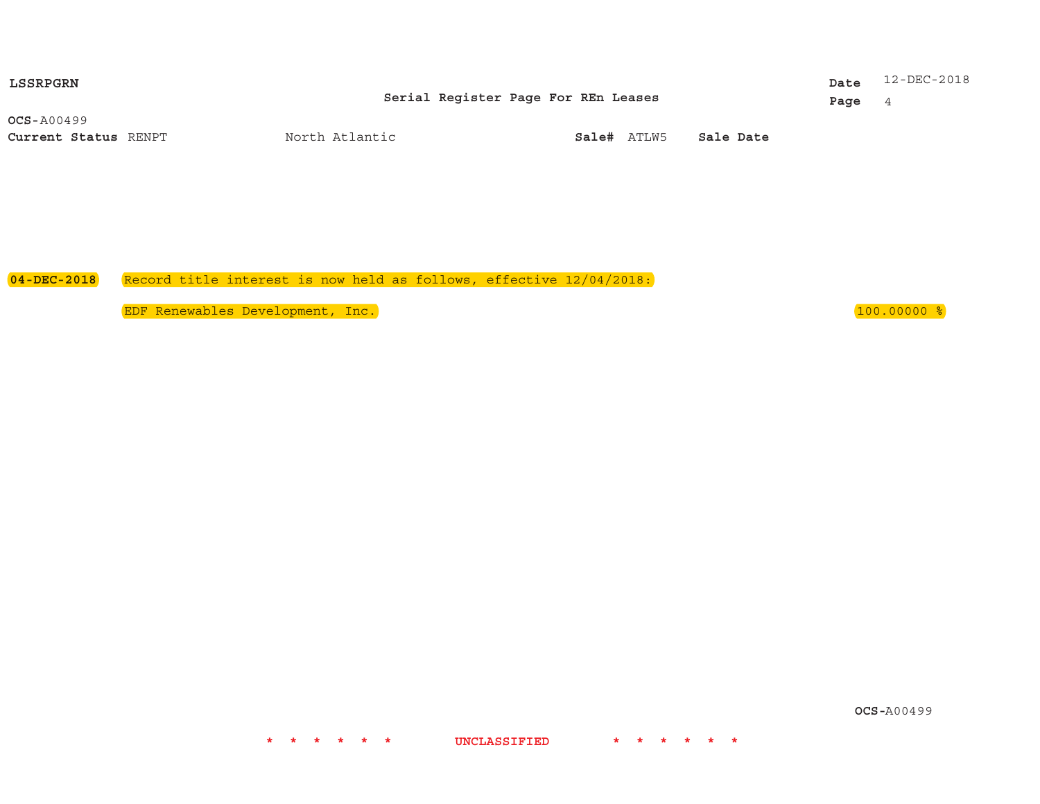**LSSRPGRN**

**Serial Register Page For REn Leases**

**Date** 12-DEC-2018

**OCS-**A00499

**Current Status** RENPT North Atlantic **Sale#** ATLW5 **Sale Date**

**04-DEC-2018** Record title interest is now held as follows, effective 12/04/2018:

| | |
|---|---|
| EDF Renewables Development, Inc. | 100.00000 % |

**OCS-**A00499

\* \* \* \* \* \* UNCLASSIFIED \* \* \* \* \* \*